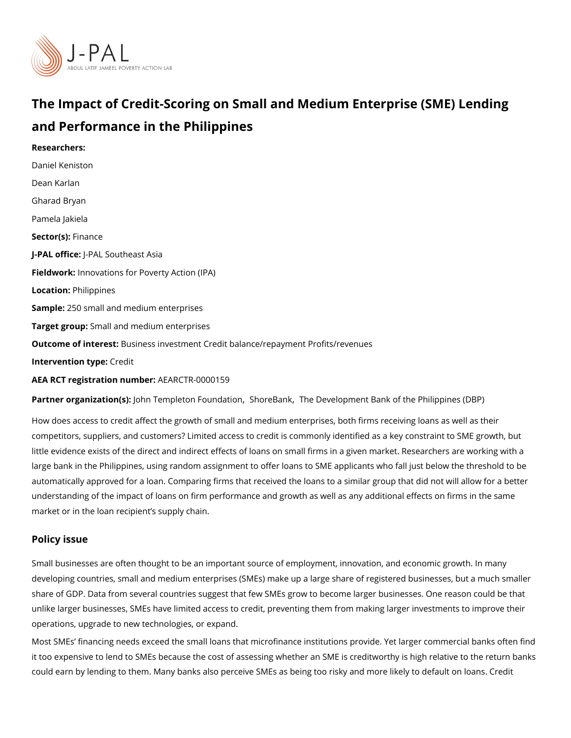# The Impact of Credit-Scoring on Small and Medium Enterprise (SME) Lending and Performance in the Philippines

**Researchers:**

Daniel Keniston

Dean Karlan

Gharad Bryan

Pamela Jakiela

**Sector(s):** Finance

**J-PAL office:** J-PAL Southeast Asia

**Fieldwork:** Innovations for Poverty Action (IPA)

**Location:** Philippines

**Sample:** 250 small and medium enterprises

**Target group:** Small and medium enterprises

**Outcome of interest:** Business investment Credit balance/repayment Profits/revenues

**Intervention type:** Credit

**AEA RCT registration number:** AEARCTR-0000159

**Partner organization(s):** John Templeton Foundation, ShoreBank, The Development Bank of the Philippines (DBP)

How does access to credit affect the growth of small and medium enterprises, both firms receiving loans as well as their competitors, suppliers, and customers? Limited access to credit is commonly identified as a key constraint to SME growth, but little evidence exists of the direct and indirect effects of loans on small firms in a given market. Researchers are working with a large bank in the Philippines, using random assignment to offer loans to SME applicants who fall just below the threshold to be automatically approved for a loan. Comparing firms that received the loans to a similar group that did not will allow for a better understanding of the impact of loans on firm performance and growth as well as any additional effects on firms in the same market or in the loan recipient's supply chain.

## Policy issue

Small businesses are often thought to be an important source of employment, innovation, and economic growth. In many developing countries, small and medium enterprises (SMEs) make up a large share of registered businesses, but a much smaller share of GDP. Data from several countries suggest that few SMEs grow to become larger businesses. One reason could be that unlike larger businesses, SMEs have limited access to credit, preventing them from making larger investments to improve their operations, upgrade to new technologies, or expand.

Most SMEs' financing needs exceed the small loans that microfinance institutions provide. Yet larger commercial banks often find it too expensive to lend to SMEs because the cost of assessing whether an SME is creditworthy is high relative to the return banks could earn by lending to them. Many banks also perceive SMEs as being too risky and more likely to default on loans. Credit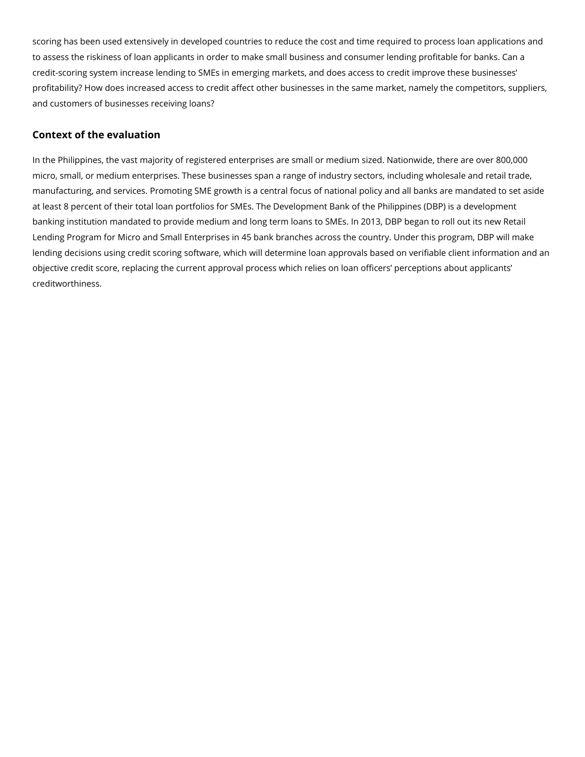scoring has been used extensively in developed countries to reduce the cost and time required to process loan applications and to assess the riskiness of loan applicants in order to make small business and consumer lending profitable for banks. Can a credit-scoring system increase lending to SMEs in emerging markets, and does access to credit improve these businesses' profitability? How does increased access to credit affect other businesses in the same market, namely the competitors, suppliers, and customers of businesses receiving loans?

## Context of the evaluation

In the Philippines, the vast majority of registered enterprises are small or medium sized. Nationwide, there are over 800,000 micro, small, or medium enterprises. These businesses span a range of industry sectors, including wholesale and retail trade, manufacturing, and services. Promoting SME growth is a central focus of national policy and all banks are mandated to set aside at least 8 percent of their total loan portfolios for SMEs. The Development Bank of the Philippines (DBP) is a development banking institution mandated to provide medium and long term loans to SMEs. In 2013, DBP began to roll out its new Retail Lending Program for Micro and Small Enterprises in 45 bank branches across the country. Under this program, DBP will make lending decisions using credit scoring software, which will determine loan approvals based on verifiable client information and an objective credit score, replacing the current approval process which relies on loan officers' perceptions about applicants' creditworthiness.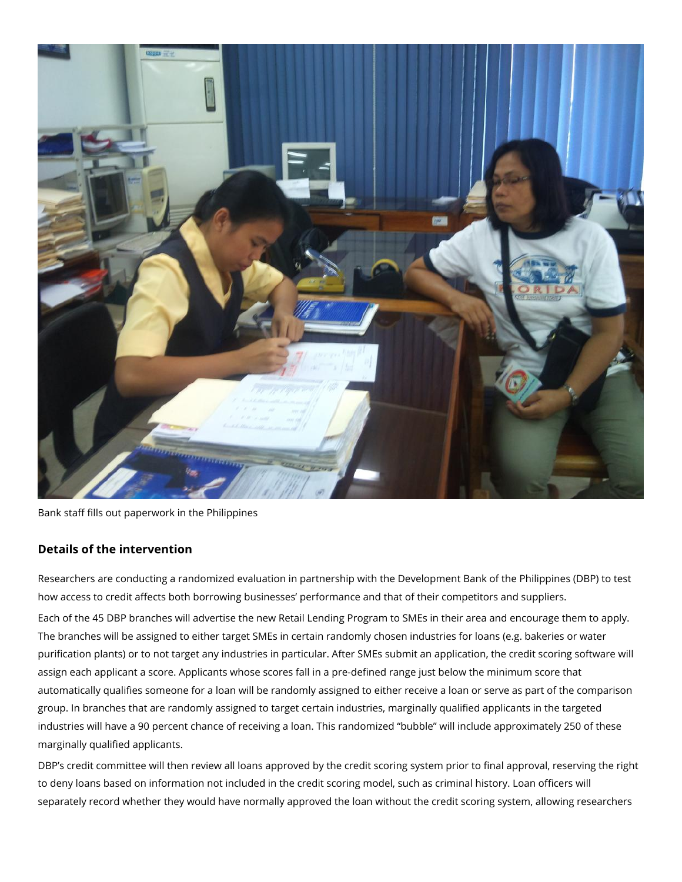Bank staff fills out paperwork in the Philippines

### Details of the intervention

Researchers are conducting a randomized evaluation in partnership with the Development Bank of the Philippines (DBP) to test how access to credit affects both borrowing businesses' performance and that of their competitors and suppliers.

Each of the 45 DBP branches will advertise the new Retail Lending Program to SMEs in their area and encourage them to apply. The branches will be assigned to either target SMEs in certain randomly chosen industries for loans (e.g. bakeries or water purification plants) or to not target any industries in particular. After SMEs submit an application, the credit scoring software will assign each applicant a score. Applicants whose scores fall in a pre-defined range just below the minimum score that automatically qualifies someone for a loan will be randomly assigned to either receive a loan or serve as part of the comparison group. In branches that are randomly assigned to target certain industries, marginally qualified applicants in the targeted industries will have a 90 percent chance of receiving a loan. This randomized "bubble" will include approximately 250 of these marginally qualified applicants.

DBP's credit committee will then review all loans approved by the credit scoring system prior to final approval, reserving the right to deny loans based on information not included in the credit scoring model, such as criminal history. Loan officers will separately record whether they would have normally approved the loan without the credit scoring system, allowing researchers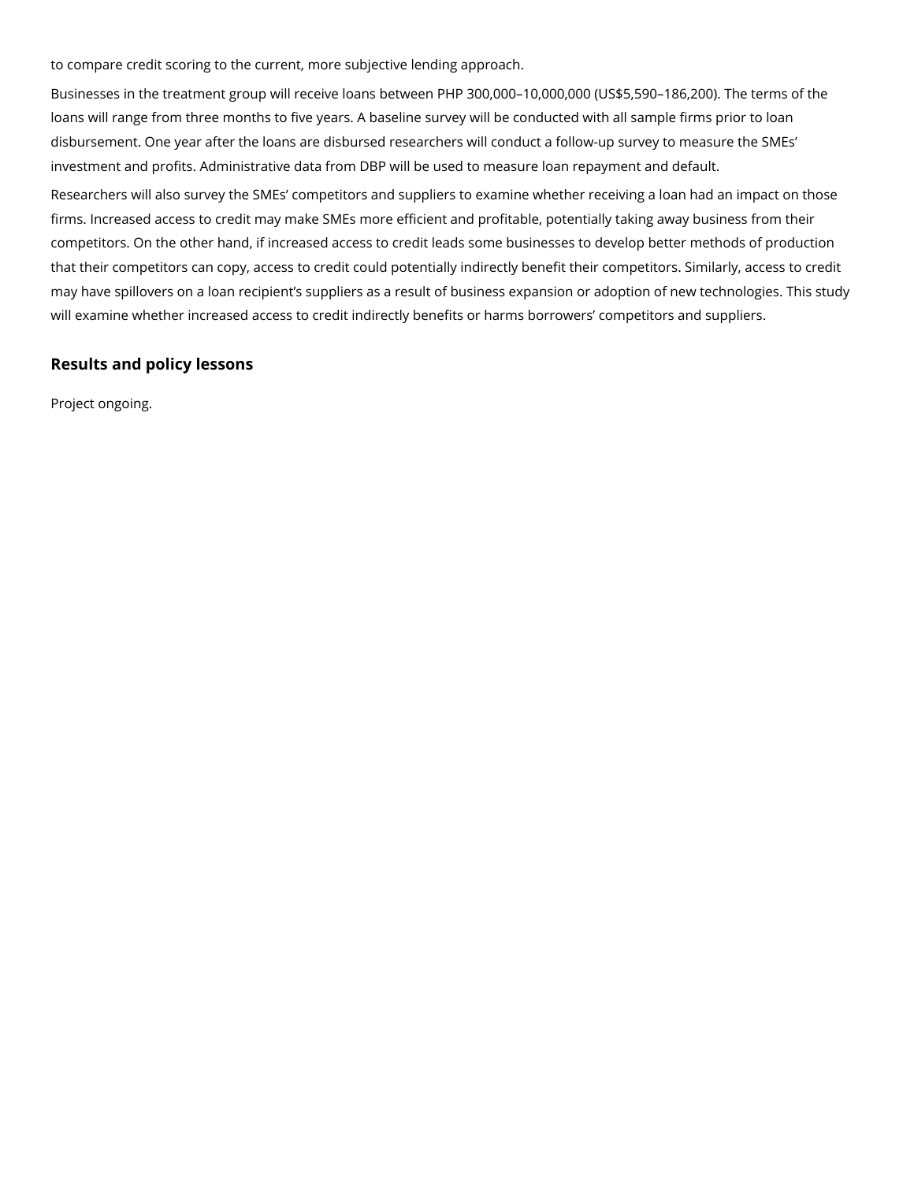to compare credit scoring to the current, more subjective lending approach.

Businesses in the treatment group will receive loans between PHP 300,000–10,000,000 (US$5,590–186,200). The terms of the loans will range from three months to five years. A baseline survey will be conducted with all sample firms prior to loan disbursement. One year after the loans are disbursed researchers will conduct a follow-up survey to measure the SMEs' investment and profits. Administrative data from DBP will be used to measure loan repayment and default.

Researchers will also survey the SMEs' competitors and suppliers to examine whether receiving a loan had an impact on those firms. Increased access to credit may make SMEs more efficient and profitable, potentially taking away business from their competitors. On the other hand, if increased access to credit leads some businesses to develop better methods of production that their competitors can copy, access to credit could potentially indirectly benefit their competitors. Similarly, access to credit may have spillovers on a loan recipient's suppliers as a result of business expansion or adoption of new technologies. This study will examine whether increased access to credit indirectly benefits or harms borrowers' competitors and suppliers.

## Results and policy lessons

Project ongoing.